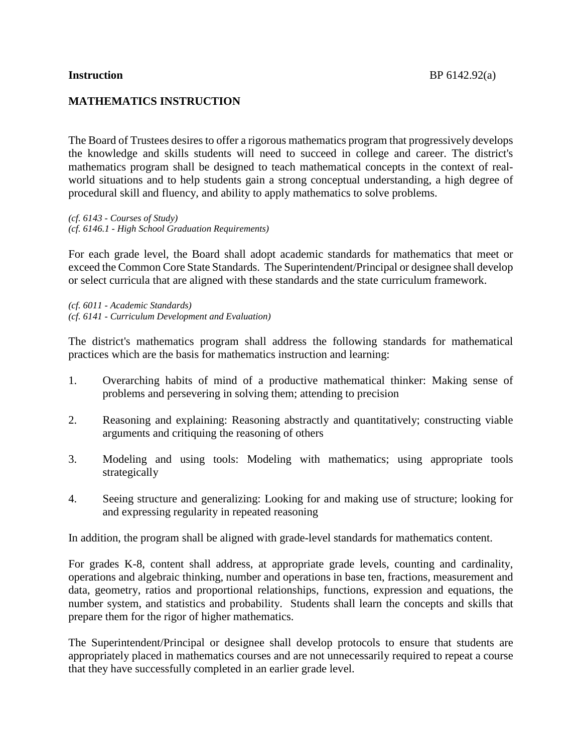**Instruction** BP 6142.92(a)

## MATHEMATICS INSTRUCTION

The Board of Trustees desires to offer a rigorous mathematics program that progressively develops the knowledge and skills students will need to succeed in college and career. The district's mathematics program shall be designed to teach mathematical concepts in the context of real-world situations and to help students gain a strong conceptual understanding, a high degree of procedural skill and fluency, and ability to apply mathematics to solve problems.

*(cf. 6143 - Courses of Study)*
*(cf. 6146.1 - High School Graduation Requirements)*

For each grade level, the Board shall adopt academic standards for mathematics that meet or exceed the Common Core State Standards. The Superintendent/Principal or designee shall develop or select curricula that are aligned with these standards and the state curriculum framework.

*(cf. 6011 - Academic Standards)*
*(cf. 6141 - Curriculum Development and Evaluation)*

The district's mathematics program shall address the following standards for mathematical practices which are the basis for mathematics instruction and learning:

1. Overarching habits of mind of a productive mathematical thinker: Making sense of problems and persevering in solving them; attending to precision

2. Reasoning and explaining: Reasoning abstractly and quantitatively; constructing viable arguments and critiquing the reasoning of others

3. Modeling and using tools: Modeling with mathematics; using appropriate tools strategically

4. Seeing structure and generalizing: Looking for and making use of structure; looking for and expressing regularity in repeated reasoning

In addition, the program shall be aligned with grade-level standards for mathematics content.

For grades K-8, content shall address, at appropriate grade levels, counting and cardinality, operations and algebraic thinking, number and operations in base ten, fractions, measurement and data, geometry, ratios and proportional relationships, functions, expression and equations, the number system, and statistics and probability. Students shall learn the concepts and skills that prepare them for the rigor of higher mathematics.

The Superintendent/Principal or designee shall develop protocols to ensure that students are appropriately placed in mathematics courses and are not unnecessarily required to repeat a course that they have successfully completed in an earlier grade level.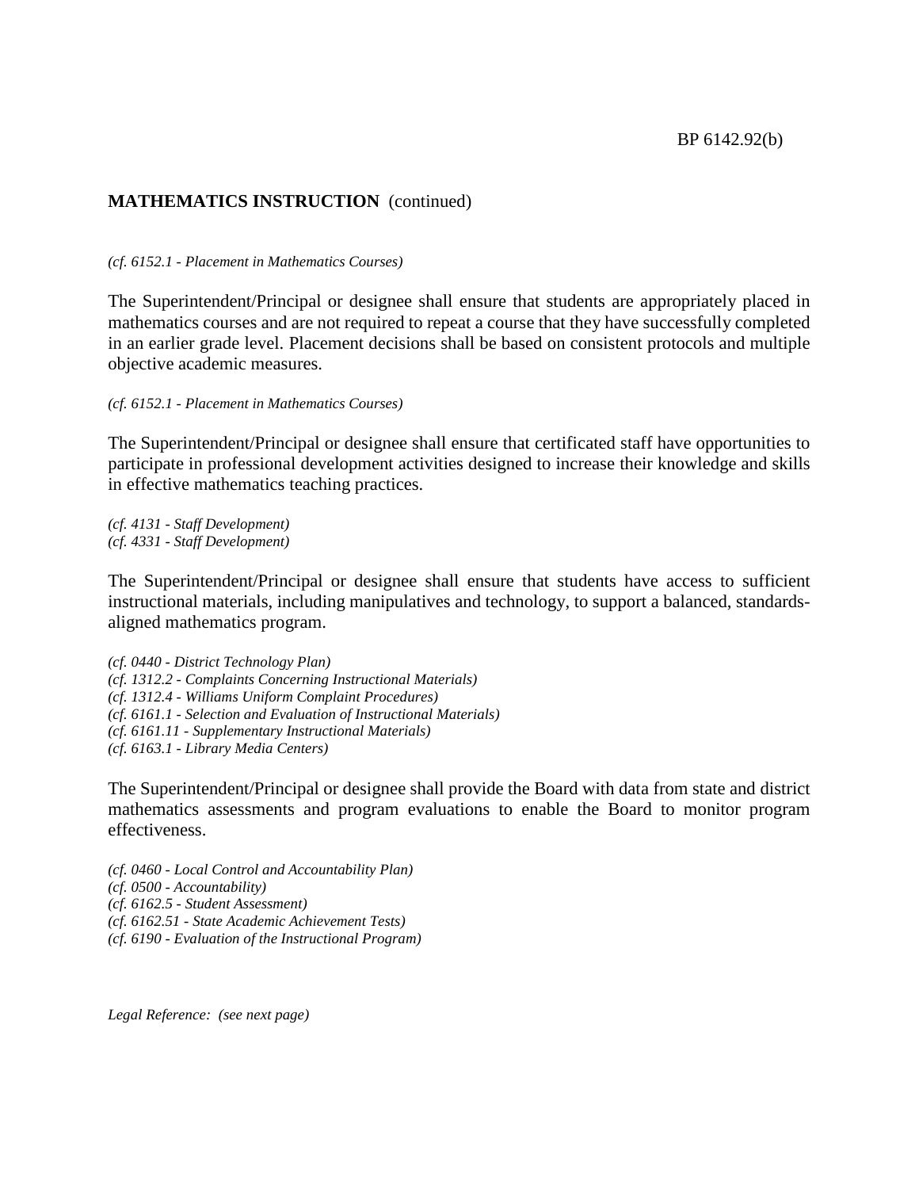**MATHEMATICS INSTRUCTION** (continued)

*(cf. 6152.1 - Placement in Mathematics Courses)*

The Superintendent/Principal or designee shall ensure that students are appropriately placed in mathematics courses and are not required to repeat a course that they have successfully completed in an earlier grade level. Placement decisions shall be based on consistent protocols and multiple objective academic measures.

*(cf. 6152.1 - Placement in Mathematics Courses)*

The Superintendent/Principal or designee shall ensure that certificated staff have opportunities to participate in professional development activities designed to increase their knowledge and skills in effective mathematics teaching practices.

*(cf. 4131 - Staff Development)*
*(cf. 4331 - Staff Development)*

The Superintendent/Principal or designee shall ensure that students have access to sufficient instructional materials, including manipulatives and technology, to support a balanced, standards-aligned mathematics program.

*(cf. 0440 - District Technology Plan)*
*(cf. 1312.2 - Complaints Concerning Instructional Materials)*
*(cf. 1312.4 - Williams Uniform Complaint Procedures)*
*(cf. 6161.1 - Selection and Evaluation of Instructional Materials)*
*(cf. 6161.11 - Supplementary Instructional Materials)*
*(cf. 6163.1 - Library Media Centers)*

The Superintendent/Principal or designee shall provide the Board with data from state and district mathematics assessments and program evaluations to enable the Board to monitor program effectiveness.

*(cf. 0460 - Local Control and Accountability Plan)*
*(cf. 0500 - Accountability)*
*(cf. 6162.5 - Student Assessment)*
*(cf. 6162.51 - State Academic Achievement Tests)*
*(cf. 6190 - Evaluation of the Instructional Program)*

*Legal Reference: (see next page)*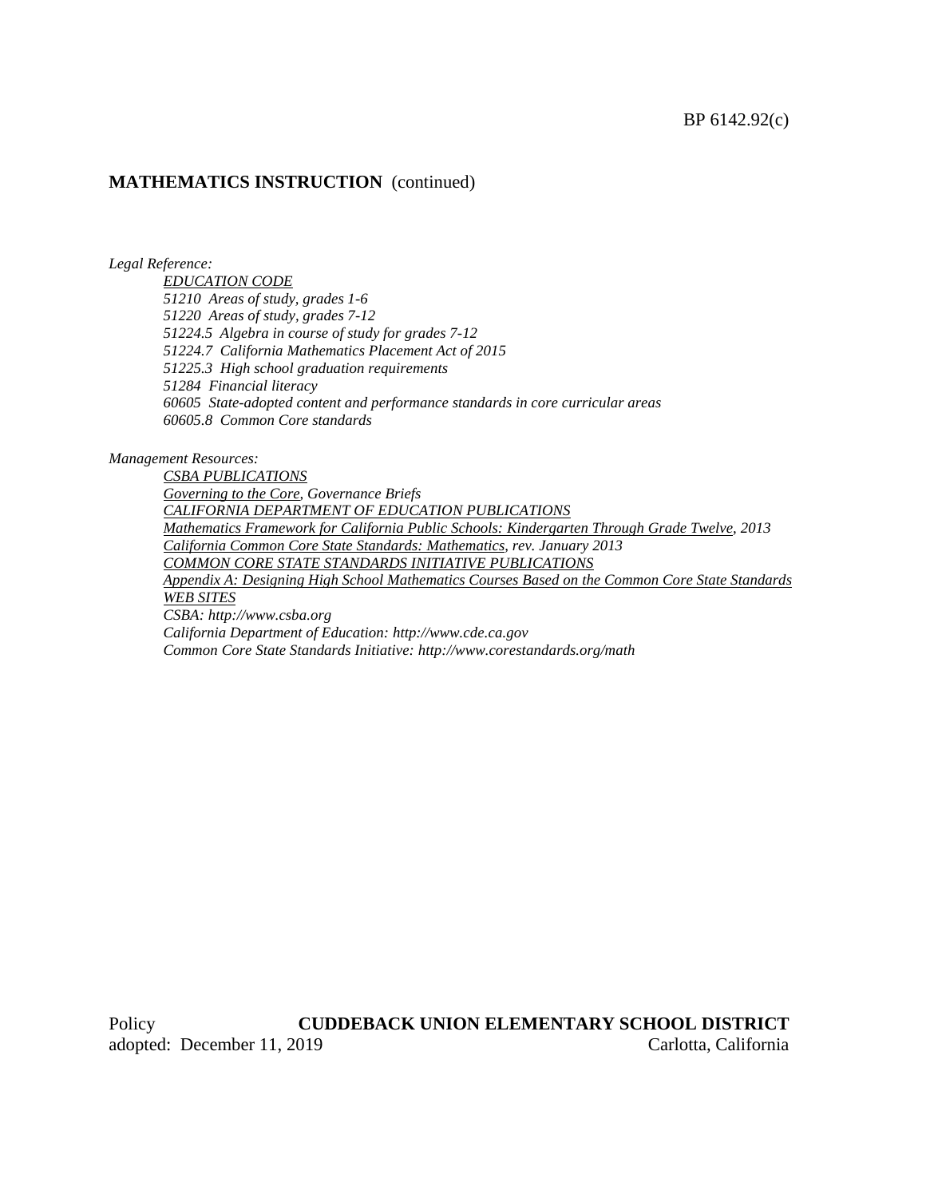## MATHEMATICS INSTRUCTION (continued)

*Legal Reference:*

*EDUCATION CODE*
*51210 Areas of study, grades 1-6*
*51220 Areas of study, grades 7-12*
*51224.5 Algebra in course of study for grades 7-12*
*51224.7 California Mathematics Placement Act of 2015*
*51225.3 High school graduation requirements*
*51284 Financial literacy*
*60605 State-adopted content and performance standards in core curricular areas*
*60605.8 Common Core standards*

*Management Resources:*

*CSBA PUBLICATIONS*
*Governing to the Core, Governance Briefs*
*CALIFORNIA DEPARTMENT OF EDUCATION PUBLICATIONS*
*Mathematics Framework for California Public Schools: Kindergarten Through Grade Twelve, 2013*
*California Common Core State Standards: Mathematics, rev. January 2013*
*COMMON CORE STATE STANDARDS INITIATIVE PUBLICATIONS*
*Appendix A: Designing High School Mathematics Courses Based on the Common Core State Standards*
*WEB SITES*
*CSBA: http://www.csba.org*
*California Department of Education: http://www.cde.ca.gov*
*Common Core State Standards Initiative: http://www.corestandards.org/math*

Policy **CUDDEBACK UNION ELEMENTARY SCHOOL DISTRICT**
adopted: December 11, 2019 Carlotta, California